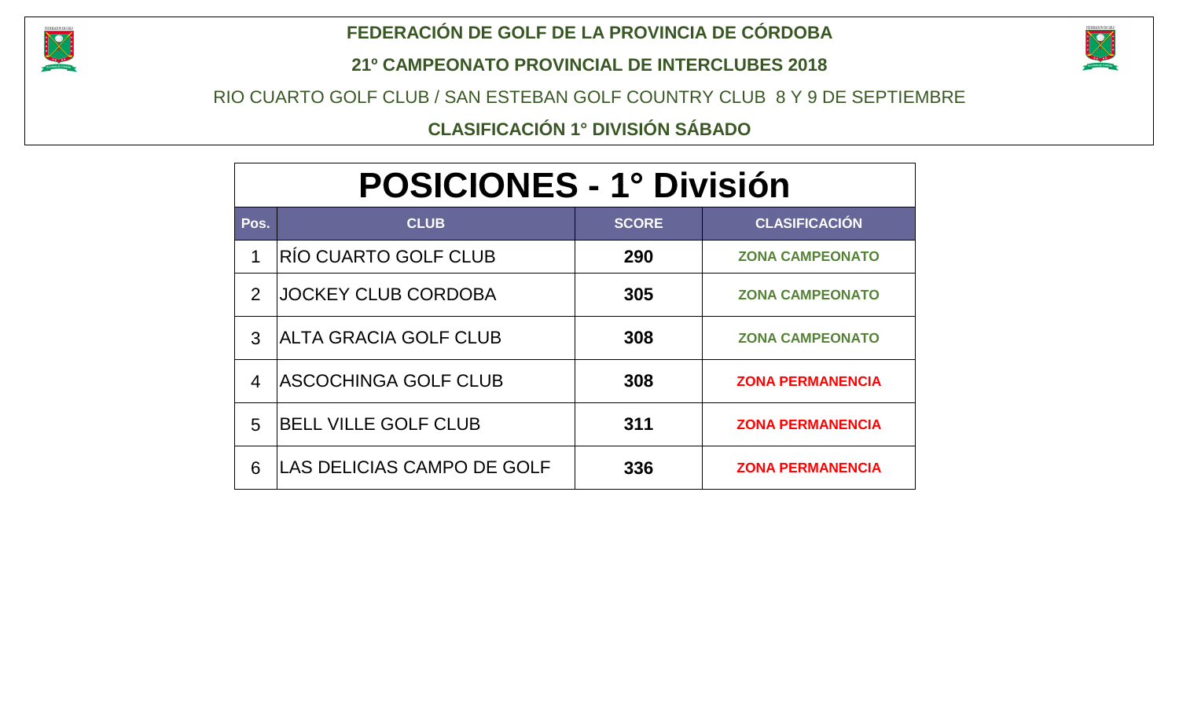# FEDERACIÓN DE GOLF DE LA PROVINCIA DE CÓRDOBA

## 21º CAMPEONATO PROVINCIAL DE INTERCLUBES 2018

RIO CUARTO GOLF CLUB / SAN ESTEBAN GOLF COUNTRY CLUB 8 Y 9 DE SEPTIEMBRE

**CLASIFICACIÓN 1° DIVISIÓN SÁBADO**

## POSICIONES - 1° División

| Pos. | CLUB | SCORE | CLASIFICACIÓN |
|---|---|---|---|
| 1 | RÍO CUARTO GOLF CLUB | **290** | **ZONA CAMPEONATO** |
| 2 | JOCKEY CLUB CORDOBA | **305** | **ZONA CAMPEONATO** |
| 3 | ALTA GRACIA GOLF CLUB | **308** | **ZONA CAMPEONATO** |
| 4 | ASCOCHINGA GOLF CLUB | **308** | **ZONA PERMANENCIA** |
| 5 | BELL VILLE GOLF CLUB | **311** | **ZONA PERMANENCIA** |
| 6 | LAS DELICIAS CAMPO DE GOLF | **336** | **ZONA PERMANENCIA** |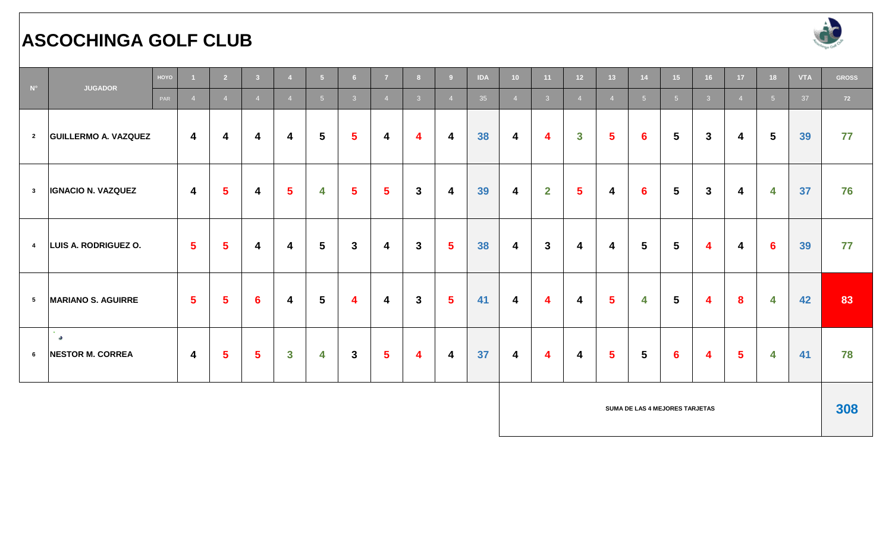# ASCOCHINGA GOLF CLUB

| N° | JUGADOR | HOYO | 1 | 2 | 3 | 4 | 5 | 6 | 7 | 8 | 9 | IDA | 10 | 11 | 12 | 13 | 14 | 15 | 16 | 17 | 18 | VTA | GROSS |
|---|---|---|---|---|---|---|---|---|---|---|---|---|---|---|---|---|---|---|---|---|---|---|---|
| | | PAR | 4 | 4 | 4 | 4 | 5 | 3 | 4 | 3 | 4 | 35 | 4 | 3 | 4 | 4 | 5 | 5 | 3 | 4 | 5 | 37 | 72 |
| 2 | GUILLERMO A. VAZQUEZ | | 4 | 4 | 4 | 4 | 5 | 5 | 4 | 4 | 4 | 38 | 4 | 4 | 3 | 5 | 6 | 5 | 3 | 4 | 5 | 39 | 77 |
| 3 | IGNACIO N. VAZQUEZ | | 4 | 5 | 4 | 5 | 4 | 5 | 5 | 3 | 4 | 39 | 4 | 2 | 5 | 4 | 6 | 5 | 3 | 4 | 4 | 37 | 76 |
| 4 | LUIS A. RODRIGUEZ O. | | 5 | 5 | 4 | 4 | 5 | 3 | 4 | 3 | 5 | 38 | 4 | 3 | 4 | 4 | 5 | 5 | 4 | 4 | 6 | 39 | 77 |
| 5 | MARIANO S. AGUIRRE | | 5 | 5 | 6 | 4 | 5 | 4 | 4 | 3 | 5 | 41 | 4 | 4 | 4 | 5 | 4 | 5 | 4 | 8 | 4 | 42 | 83 |
| 6 | NESTOR M. CORREA | | 4 | 5 | 5 | 3 | 4 | 3 | 5 | 4 | 4 | 37 | 4 | 4 | 4 | 5 | 5 | 6 | 4 | 5 | 4 | 41 | 78 |
| | | | | | | | | | | | | | SUMA DE LAS 4 MEJORES TARJETAS | | | | | | | | | | 308 |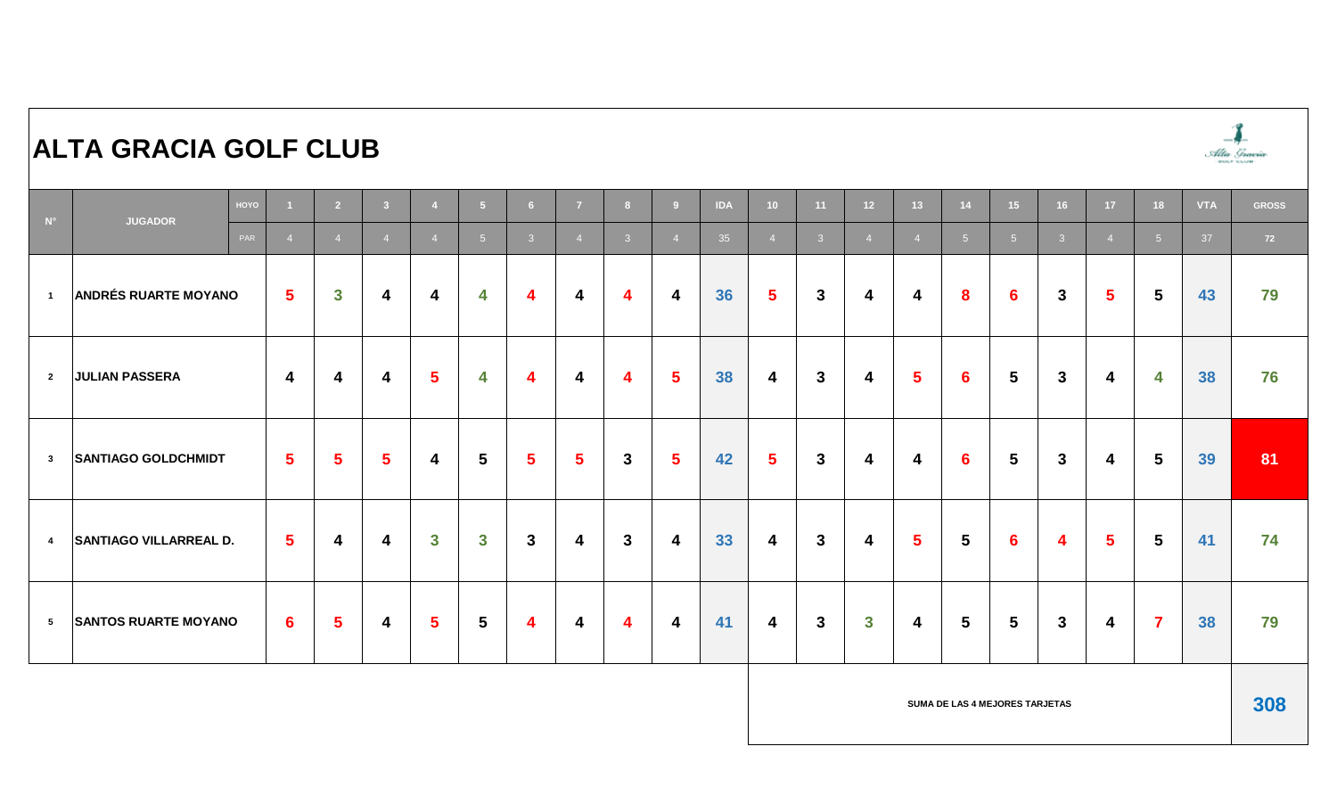# ALTA GRACIA GOLF CLUB

| N° | JUGADOR | HOYO | 1 | 2 | 3 | 4 | 5 | 6 | 7 | 8 | 9 | IDA | 10 | 11 | 12 | 13 | 14 | 15 | 16 | 17 | 18 | VTA | GROSS |
|---|---|---|---|---|---|---|---|---|---|---|---|---|---|---|---|---|---|---|---|---|---|---|---|
| | | PAR | 4 | 4 | 4 | 4 | 5 | 3 | 4 | 3 | 4 | 35 | 4 | 3 | 4 | 4 | 5 | 5 | 3 | 4 | 5 | 37 | 72 |
| 1 | ANDRÉS RUARTE MOYANO | | 5 | 3 | 4 | 4 | 4 | 4 | 4 | 4 | 4 | 36 | 5 | 3 | 4 | 4 | 8 | 6 | 3 | 5 | 5 | 43 | 79 |
| 2 | JULIAN PASSERA | | 4 | 4 | 4 | 5 | 4 | 4 | 4 | 4 | 5 | 38 | 4 | 3 | 4 | 5 | 6 | 5 | 3 | 4 | 4 | 38 | 76 |
| 3 | SANTIAGO GOLDCHMIDT | | 5 | 5 | 5 | 4 | 5 | 5 | 5 | 3 | 5 | 42 | 5 | 3 | 4 | 4 | 6 | 5 | 3 | 4 | 5 | 39 | 81 |
| 4 | SANTIAGO VILLARREAL D. | | 5 | 4 | 4 | 3 | 3 | 3 | 4 | 3 | 4 | 33 | 4 | 3 | 4 | 5 | 5 | 6 | 4 | 5 | 5 | 41 | 74 |
| 5 | SANTOS RUARTE MOYANO | | 6 | 5 | 4 | 5 | 5 | 4 | 4 | 4 | 4 | 41 | 4 | 3 | 3 | 4 | 5 | 5 | 3 | 4 | 7 | 38 | 79 |

SUMA DE LAS 4 MEJORES TARJETAS: **308**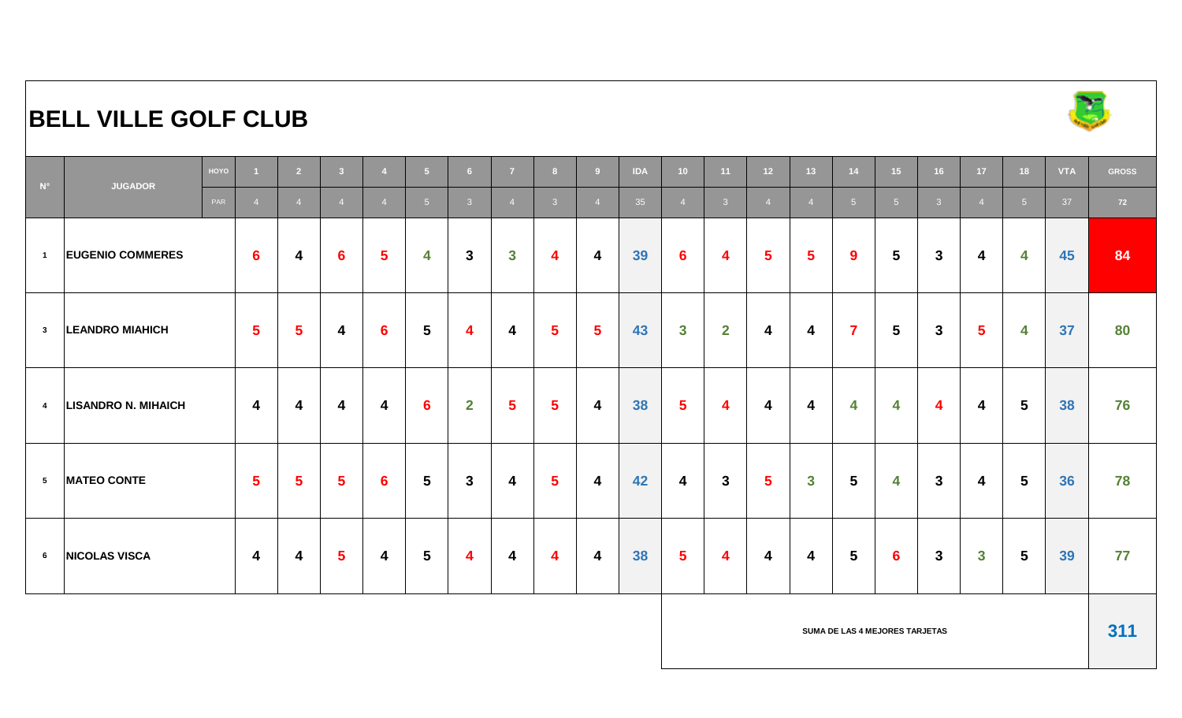# BELL VILLE GOLF CLUB

| N° | JUGADOR | HOYO | 1 | 2 | 3 | 4 | 5 | 6 | 7 | 8 | 9 | IDA | 10 | 11 | 12 | 13 | 14 | 15 | 16 | 17 | 18 | VTA | GROSS |
|---|---|---|---|---|---|---|---|---|---|---|---|---|---|---|---|---|---|---|---|---|---|---|---|
| | | PAR | 4 | 4 | 4 | 4 | 5 | 3 | 4 | 3 | 4 | 35 | 4 | 3 | 4 | 4 | 5 | 5 | 3 | 4 | 5 | 37 | 72 |
| 1 | EUGENIO COMMERES | | 6 | 4 | 6 | 5 | 4 | 3 | 3 | 4 | 4 | 39 | 6 | 4 | 5 | 5 | 9 | 5 | 3 | 4 | 4 | 45 | 84 |
| 3 | LEANDRO MIAHICH | | 5 | 5 | 4 | 6 | 5 | 4 | 4 | 5 | 5 | 43 | 3 | 2 | 4 | 4 | 7 | 5 | 3 | 5 | 4 | 37 | 80 |
| 4 | LISANDRO N. MIHAICH | | 4 | 4 | 4 | 4 | 6 | 2 | 5 | 5 | 4 | 38 | 5 | 4 | 4 | 4 | 4 | 4 | 4 | 4 | 5 | 38 | 76 |
| 5 | MATEO CONTE | | 5 | 5 | 5 | 6 | 5 | 3 | 4 | 5 | 4 | 42 | 4 | 3 | 5 | 3 | 5 | 4 | 3 | 4 | 5 | 36 | 78 |
| 6 | NICOLAS VISCA | | 4 | 4 | 5 | 4 | 5 | 4 | 4 | 4 | 4 | 38 | 5 | 4 | 4 | 4 | 5 | 6 | 3 | 3 | 5 | 39 | 77 |

SUMA DE LAS 4 MEJORES TARJETAS: **311**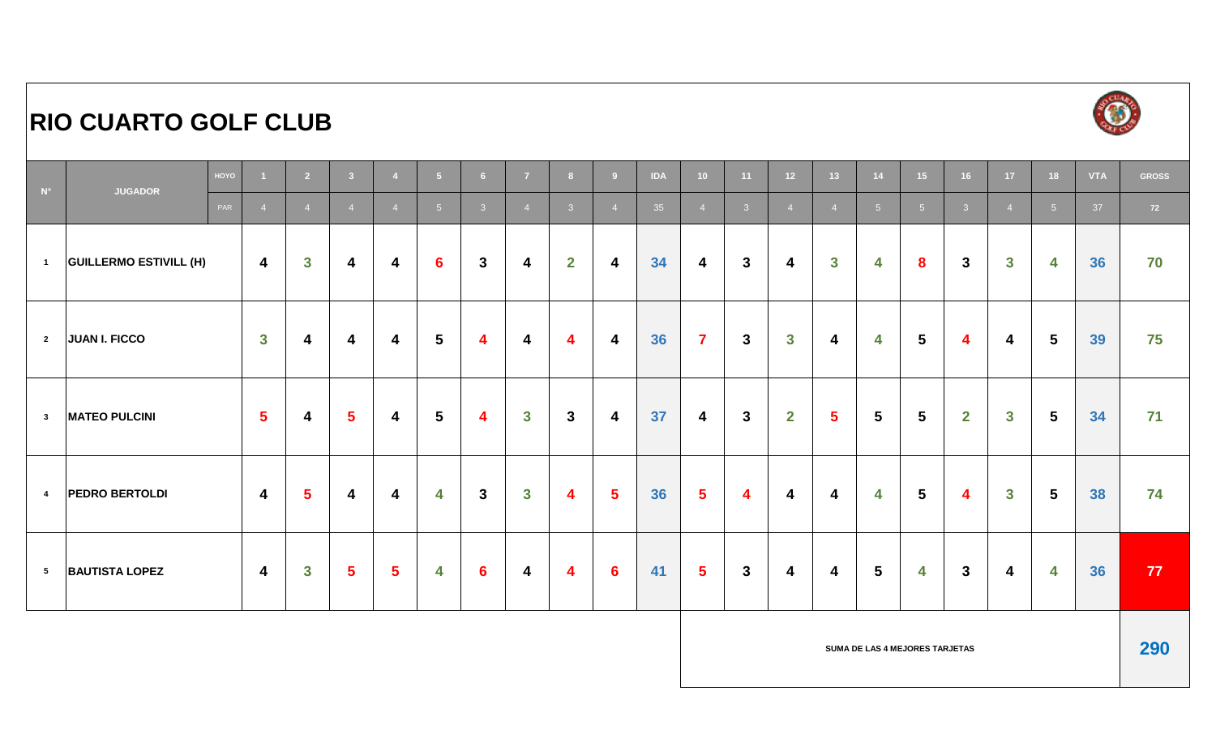# RIO CUARTO GOLF CLUB

| N° | JUGADOR | HOYO | 1 | 2 | 3 | 4 | 5 | 6 | 7 | 8 | 9 | IDA | 10 | 11 | 12 | 13 | 14 | 15 | 16 | 17 | 18 | VTA | GROSS |
|---|---|---|---|---|---|---|---|---|---|---|---|---|---|---|---|---|---|---|---|---|---|---|---|
| | | PAR | 4 | 4 | 4 | 4 | 5 | 3 | 4 | 3 | 4 | 35 | 4 | 3 | 4 | 4 | 5 | 5 | 3 | 4 | 5 | 37 | 72 |
| 1 | GUILLERMO ESTIVILL (H) | | 4 | 3 | 4 | 4 | 6 | 3 | 4 | 2 | 4 | 34 | 4 | 3 | 4 | 3 | 4 | 8 | 3 | 3 | 4 | 36 | 70 |
| 2 | JUAN I. FICCO | | 3 | 4 | 4 | 4 | 5 | 4 | 4 | 4 | 4 | 36 | 7 | 3 | 3 | 4 | 4 | 5 | 4 | 4 | 5 | 39 | 75 |
| 3 | MATEO PULCINI | | 5 | 4 | 5 | 4 | 5 | 4 | 3 | 3 | 4 | 37 | 4 | 3 | 2 | 5 | 5 | 5 | 2 | 3 | 5 | 34 | 71 |
| 4 | PEDRO BERTOLDI | | 4 | 5 | 4 | 4 | 4 | 3 | 3 | 4 | 5 | 36 | 5 | 4 | 4 | 4 | 4 | 5 | 4 | 3 | 5 | 38 | 74 |
| 5 | BAUTISTA LOPEZ | | 4 | 3 | 5 | 5 | 4 | 6 | 4 | 4 | 6 | 41 | 5 | 3 | 4 | 4 | 5 | 4 | 3 | 4 | 4 | 36 | 77 |
| | | | | | | | | | | | | | SUMA DE LAS 4 MEJORES TARJETAS | | | | | | | | | | 290 |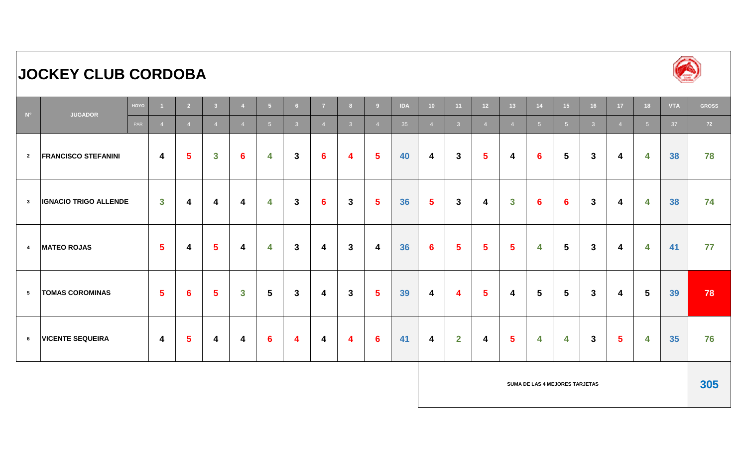# JOCKEY CLUB CORDOBA

| N° | JUGADOR | HOYO | 1 | 2 | 3 | 4 | 5 | 6 | 7 | 8 | 9 | IDA | 10 | 11 | 12 | 13 | 14 | 15 | 16 | 17 | 18 | VTA | GROSS |
|---|---|---|---|---|---|---|---|---|---|---|---|---|---|---|---|---|---|---|---|---|---|---|---|
| | | PAR | 4 | 4 | 4 | 4 | 5 | 3 | 4 | 3 | 4 | 35 | 4 | 3 | 4 | 4 | 5 | 5 | 3 | 4 | 5 | 37 | 72 |
| 2 | FRANCISCO STEFANINI | | 4 | 5 | 3 | 6 | 4 | 3 | 6 | 4 | 5 | 40 | 4 | 3 | 5 | 4 | 6 | 5 | 3 | 4 | 4 | 38 | 78 |
| 3 | IGNACIO TRIGO ALLENDE | | 3 | 4 | 4 | 4 | 4 | 3 | 6 | 3 | 5 | 36 | 5 | 3 | 4 | 3 | 6 | 6 | 3 | 4 | 4 | 38 | 74 |
| 4 | MATEO ROJAS | | 5 | 4 | 5 | 4 | 4 | 3 | 4 | 3 | 4 | 36 | 6 | 5 | 5 | 5 | 4 | 5 | 3 | 4 | 4 | 41 | 77 |
| 5 | TOMAS COROMINAS | | 5 | 6 | 5 | 3 | 5 | 3 | 4 | 3 | 5 | 39 | 4 | 4 | 5 | 4 | 5 | 5 | 3 | 4 | 5 | 39 | 78 |
| 6 | VICENTE SEQUEIRA | | 4 | 5 | 4 | 4 | 6 | 4 | 4 | 4 | 6 | 41 | 4 | 2 | 4 | 5 | 4 | 4 | 3 | 5 | 4 | 35 | 76 |

| SUMA DE LAS 4 MEJORES TARJETAS | 305 |
|---|---|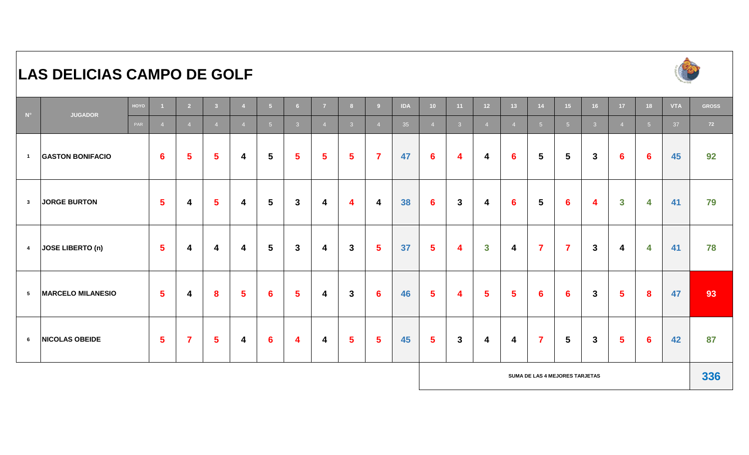# LAS DELICIAS CAMPO DE GOLF

| N° | JUGADOR | HOYO | 1 | 2 | 3 | 4 | 5 | 6 | 7 | 8 | 9 | IDA | 10 | 11 | 12 | 13 | 14 | 15 | 16 | 17 | 18 | VTA | GROSS |
|---|---|---|---|---|---|---|---|---|---|---|---|---|---|---|---|---|---|---|---|---|---|---|---|
| | | PAR | 4 | 4 | 4 | 4 | 5 | 3 | 4 | 3 | 4 | 35 | 4 | 3 | 4 | 4 | 5 | 5 | 3 | 4 | 5 | 37 | 72 |
| 1 | GASTON BONIFACIO | | 6 | 5 | 5 | 4 | 5 | 5 | 5 | 5 | 7 | 47 | 6 | 4 | 4 | 6 | 5 | 5 | 3 | 6 | 6 | 45 | 92 |
| 3 | JORGE BURTON | | 5 | 4 | 5 | 4 | 5 | 3 | 4 | 4 | 4 | 38 | 6 | 3 | 4 | 6 | 5 | 6 | 4 | 3 | 4 | 41 | 79 |
| 4 | JOSE LIBERTO (n) | | 5 | 4 | 4 | 4 | 5 | 3 | 4 | 3 | 5 | 37 | 5 | 4 | 3 | 4 | 7 | 7 | 3 | 4 | 4 | 41 | 78 |
| 5 | MARCELO MILANESIO | | 5 | 4 | 8 | 5 | 6 | 5 | 4 | 3 | 6 | 46 | 5 | 4 | 5 | 5 | 6 | 6 | 3 | 5 | 8 | 47 | 93 |
| 6 | NICOLAS OBEIDE | | 5 | 7 | 5 | 4 | 6 | 4 | 4 | 5 | 5 | 45 | 5 | 3 | 4 | 4 | 7 | 5 | 3 | 5 | 6 | 42 | 87 |

SUMA DE LAS 4 MEJORES TARJETAS: 336